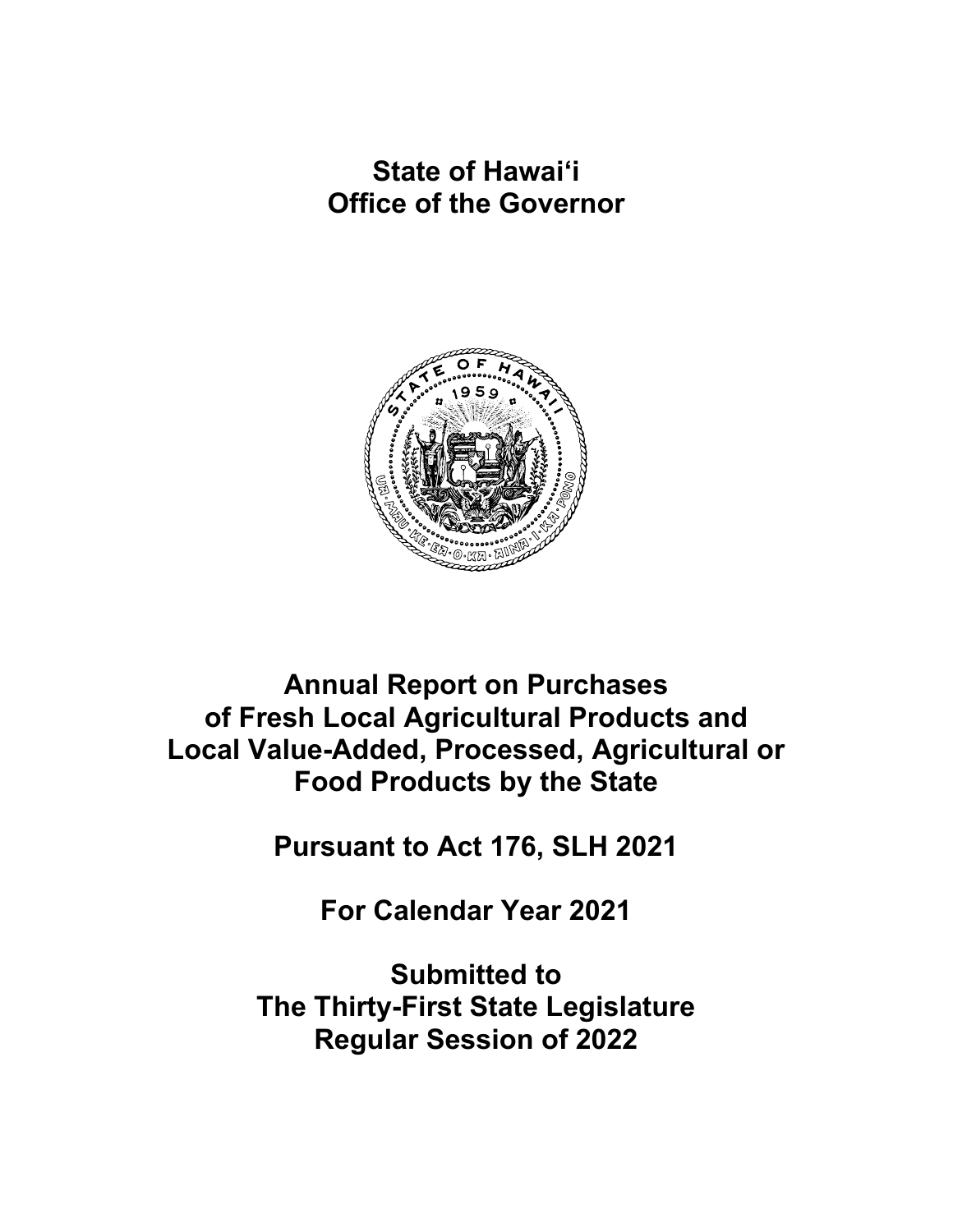# State of Hawai‘i
# Office of the Governor

# Annual Report on Purchases of Fresh Local Agricultural Products and Local Value-Added, Processed, Agricultural or Food Products by the State

## Pursuant to Act 176, SLH 2021

## For Calendar Year 2021

## Submitted to The Thirty-First State Legislature Regular Session of 2022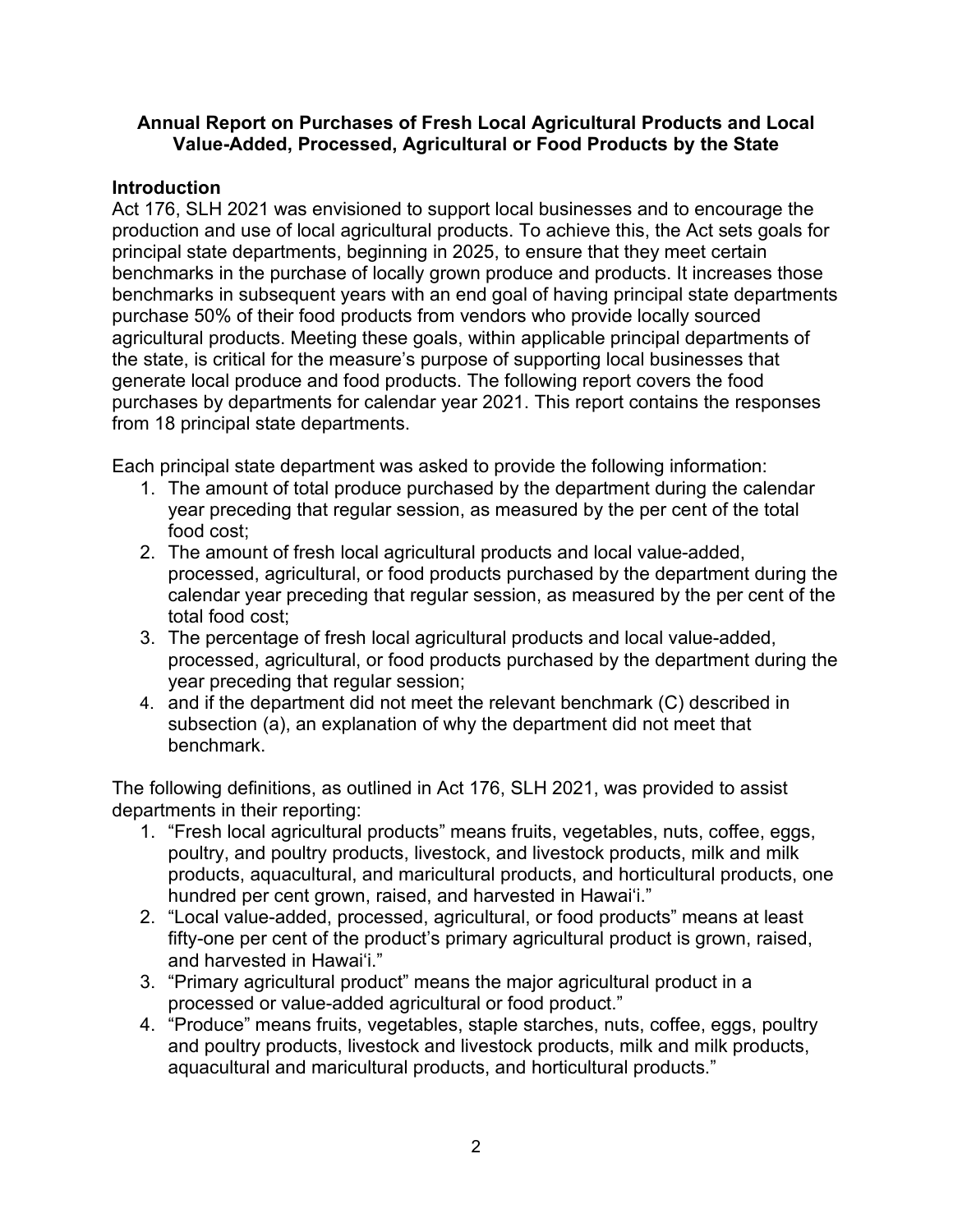**Annual Report on Purchases of Fresh Local Agricultural Products and Local Value-Added, Processed, Agricultural or Food Products by the State**

## Introduction

Act 176, SLH 2021 was envisioned to support local businesses and to encourage the production and use of local agricultural products. To achieve this, the Act sets goals for principal state departments, beginning in 2025, to ensure that they meet certain benchmarks in the purchase of locally grown produce and products. It increases those benchmarks in subsequent years with an end goal of having principal state departments purchase 50% of their food products from vendors who provide locally sourced agricultural products. Meeting these goals, within applicable principal departments of the state, is critical for the measure's purpose of supporting local businesses that generate local produce and food products. The following report covers the food purchases by departments for calendar year 2021. This report contains the responses from 18 principal state departments.

Each principal state department was asked to provide the following information:

1. The amount of total produce purchased by the department during the calendar year preceding that regular session, as measured by the per cent of the total food cost;
2. The amount of fresh local agricultural products and local value-added, processed, agricultural, or food products purchased by the department during the calendar year preceding that regular session, as measured by the per cent of the total food cost;
3. The percentage of fresh local agricultural products and local value-added, processed, agricultural, or food products purchased by the department during the year preceding that regular session;
4. and if the department did not meet the relevant benchmark (C) described in subsection (a), an explanation of why the department did not meet that benchmark.

The following definitions, as outlined in Act 176, SLH 2021, was provided to assist departments in their reporting:

1. "Fresh local agricultural products" means fruits, vegetables, nuts, coffee, eggs, poultry, and poultry products, livestock, and livestock products, milk and milk products, aquacultural, and maricultural products, and horticultural products, one hundred per cent grown, raised, and harvested in Hawai'i."
2. "Local value-added, processed, agricultural, or food products" means at least fifty-one per cent of the product's primary agricultural product is grown, raised, and harvested in Hawai'i."
3. "Primary agricultural product" means the major agricultural product in a processed or value-added agricultural or food product."
4. "Produce" means fruits, vegetables, staple starches, nuts, coffee, eggs, poultry and poultry products, livestock and livestock products, milk and milk products, aquacultural and maricultural products, and horticultural products."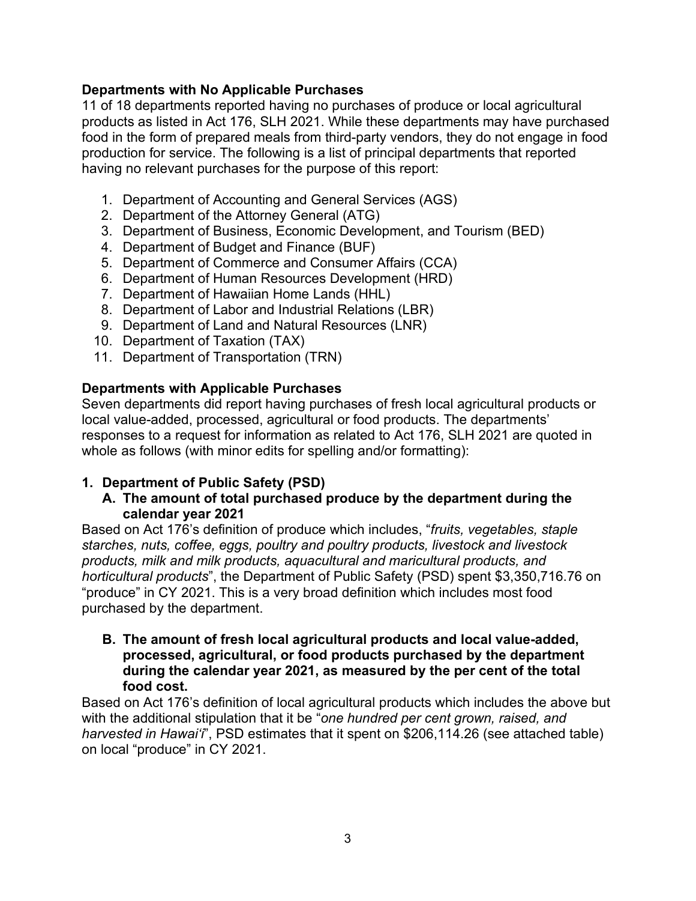### Departments with No Applicable Purchases

11 of 18 departments reported having no purchases of produce or local agricultural products as listed in Act 176, SLH 2021. While these departments may have purchased food in the form of prepared meals from third-party vendors, they do not engage in food production for service. The following is a list of principal departments that reported having no relevant purchases for the purpose of this report:

1. Department of Accounting and General Services (AGS)
2. Department of the Attorney General (ATG)
3. Department of Business, Economic Development, and Tourism (BED)
4. Department of Budget and Finance (BUF)
5. Department of Commerce and Consumer Affairs (CCA)
6. Department of Human Resources Development (HRD)
7. Department of Hawaiian Home Lands (HHL)
8. Department of Labor and Industrial Relations (LBR)
9. Department of Land and Natural Resources (LNR)
10. Department of Taxation (TAX)
11. Department of Transportation (TRN)

### Departments with Applicable Purchases

Seven departments did report having purchases of fresh local agricultural products or local value-added, processed, agricultural or food products. The departments' responses to a request for information as related to Act 176, SLH 2021 are quoted in whole as follows (with minor edits for spelling and/or formatting):

#### 1. Department of Public Safety (PSD)

**A. The amount of total purchased produce by the department during the calendar year 2021**

Based on Act 176's definition of produce which includes, "*fruits, vegetables, staple starches, nuts, coffee, eggs, poultry and poultry products, livestock and livestock products, milk and milk products, aquacultural and maricultural products, and horticultural products*", the Department of Public Safety (PSD) spent $3,350,716.76 on "produce" in CY 2021. This is a very broad definition which includes most food purchased by the department.

**B. The amount of fresh local agricultural products and local value-added, processed, agricultural, or food products purchased by the department during the calendar year 2021, as measured by the per cent of the total food cost.**

Based on Act 176's definition of local agricultural products which includes the above but with the additional stipulation that it be "*one hundred per cent grown, raised, and harvested in Hawai'i*", PSD estimates that it spent on $206,114.26 (see attached table) on local "produce" in CY 2021.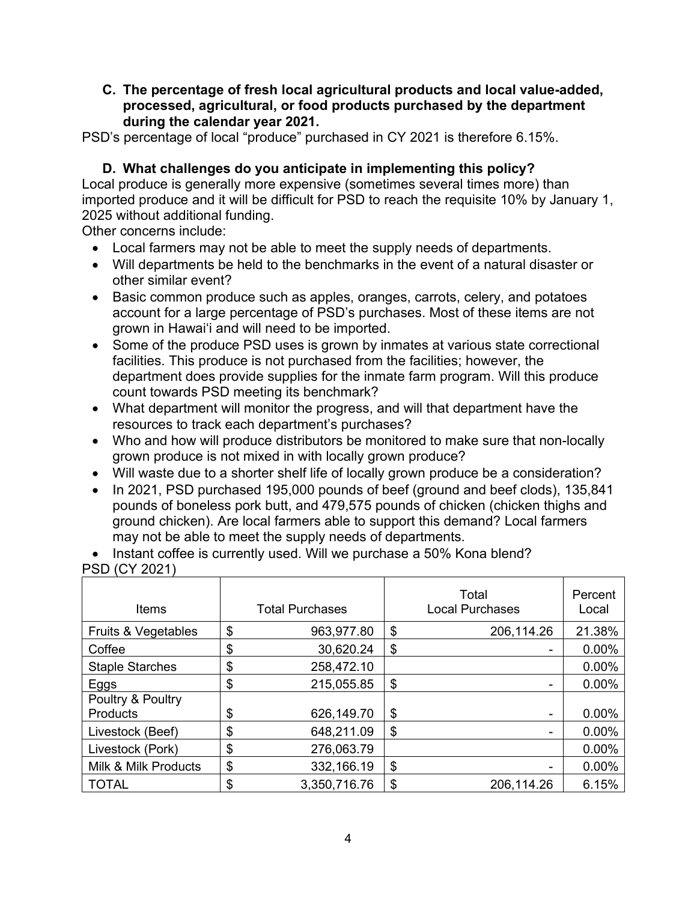### C. The percentage of fresh local agricultural products and local value-added, processed, agricultural, or food products purchased by the department during the calendar year 2021.

PSD's percentage of local "produce" purchased in CY 2021 is therefore 6.15%.

### D. What challenges do you anticipate in implementing this policy?

Local produce is generally more expensive (sometimes several times more) than imported produce and it will be difficult for PSD to reach the requisite 10% by January 1, 2025 without additional funding.

Other concerns include:

- Local farmers may not be able to meet the supply needs of departments.
- Will departments be held to the benchmarks in the event of a natural disaster or other similar event?
- Basic common produce such as apples, oranges, carrots, celery, and potatoes account for a large percentage of PSD's purchases. Most of these items are not grown in Hawaiʻi and will need to be imported.
- Some of the produce PSD uses is grown by inmates at various state correctional facilities. This produce is not purchased from the facilities; however, the department does provide supplies for the inmate farm program. Will this produce count towards PSD meeting its benchmark?
- What department will monitor the progress, and will that department have the resources to track each department's purchases?
- Who and how will produce distributors be monitored to make sure that non-locally grown produce is not mixed in with locally grown produce?
- Will waste due to a shorter shelf life of locally grown produce be a consideration?
- In 2021, PSD purchased 195,000 pounds of beef (ground and beef clods), 135,841 pounds of boneless pork butt, and 479,575 pounds of chicken (chicken thighs and ground chicken). Are local farmers able to support this demand? Local farmers may not be able to meet the supply needs of departments.
- Instant coffee is currently used. Will we purchase a 50% Kona blend?

PSD (CY 2021)

| Items | Total Purchases | Total Local Purchases | Percent Local |
|---|---|---|---|
| Fruits & Vegetables | $ 963,977.80 | $ 206,114.26 | 21.38% |
| Coffee | $ 30,620.24 | $ - | 0.00% |
| Staple Starches | $ 258,472.10 | | 0.00% |
| Eggs | $ 215,055.85 | $ - | 0.00% |
| Poultry & Poultry Products | $ 626,149.70 | $ - | 0.00% |
| Livestock (Beef) | $ 648,211.09 | $ - | 0.00% |
| Livestock (Pork) | $ 276,063.79 | | 0.00% |
| Milk & Milk Products | $ 332,166.19 | $ - | 0.00% |
| TOTAL | $ 3,350,716.76 | $ 206,114.26 | 6.15% |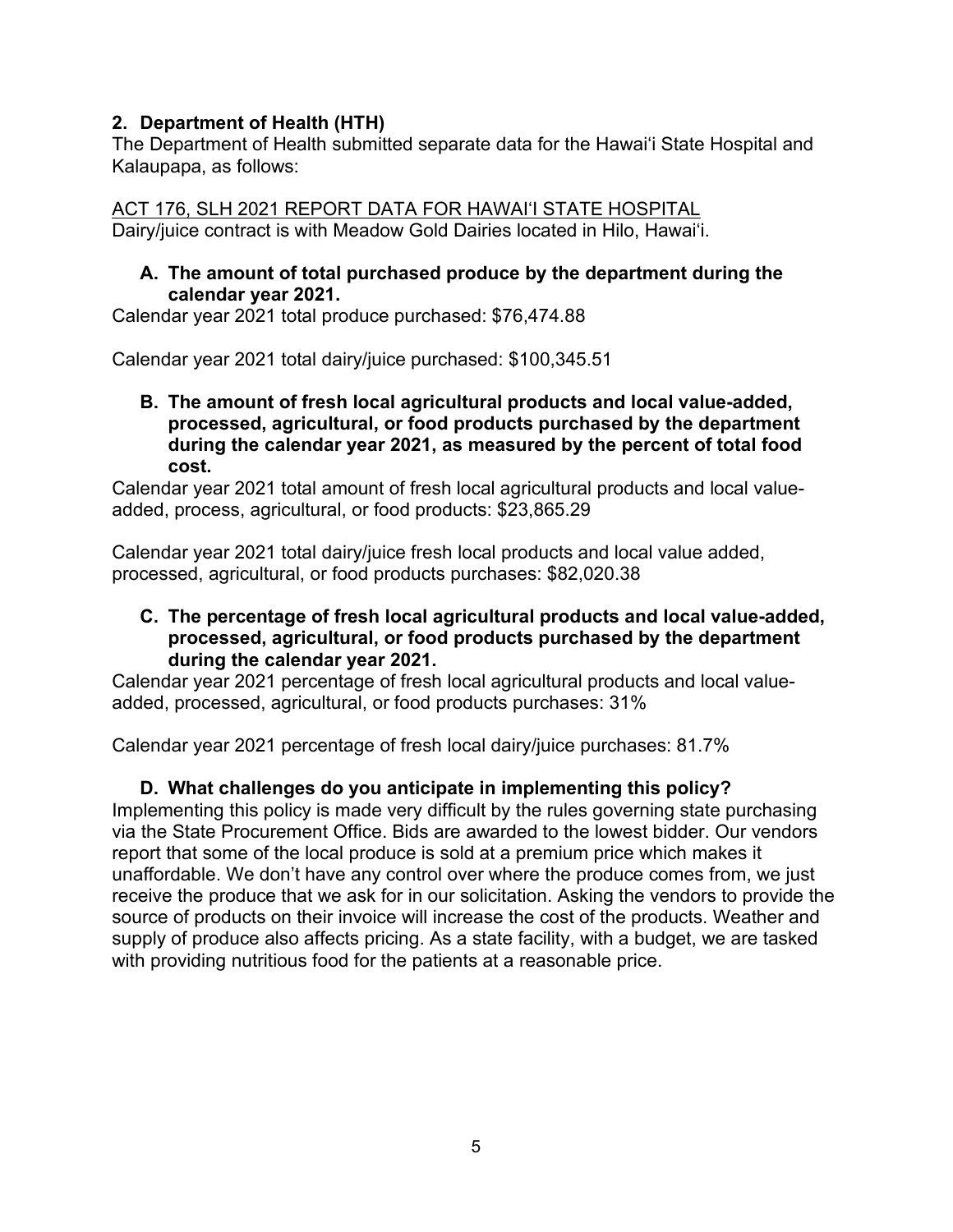## 2. Department of Health (HTH)

The Department of Health submitted separate data for the Hawai'i State Hospital and Kalaupapa, as follows:

ACT 176, SLH 2021 REPORT DATA FOR HAWAI'I STATE HOSPITAL

Dairy/juice contract is with Meadow Gold Dairies located in Hilo, Hawai'i.

### A. The amount of total purchased produce by the department during the calendar year 2021.

Calendar year 2021 total produce purchased: $76,474.88

Calendar year 2021 total dairy/juice purchased: $100,345.51

### B. The amount of fresh local agricultural products and local value-added, processed, agricultural, or food products purchased by the department during the calendar year 2021, as measured by the percent of total food cost.

Calendar year 2021 total amount of fresh local agricultural products and local value-added, process, agricultural, or food products: $23,865.29

Calendar year 2021 total dairy/juice fresh local products and local value added, processed, agricultural, or food products purchases: $82,020.38

### C. The percentage of fresh local agricultural products and local value-added, processed, agricultural, or food products purchased by the department during the calendar year 2021.

Calendar year 2021 percentage of fresh local agricultural products and local value-added, processed, agricultural, or food products purchases: 31%

Calendar year 2021 percentage of fresh local dairy/juice purchases: 81.7%

### D. What challenges do you anticipate in implementing this policy?

Implementing this policy is made very difficult by the rules governing state purchasing via the State Procurement Office. Bids are awarded to the lowest bidder. Our vendors report that some of the local produce is sold at a premium price which makes it unaffordable. We don't have any control over where the produce comes from, we just receive the produce that we ask for in our solicitation. Asking the vendors to provide the source of products on their invoice will increase the cost of the products. Weather and supply of produce also affects pricing. As a state facility, with a budget, we are tasked with providing nutritious food for the patients at a reasonable price.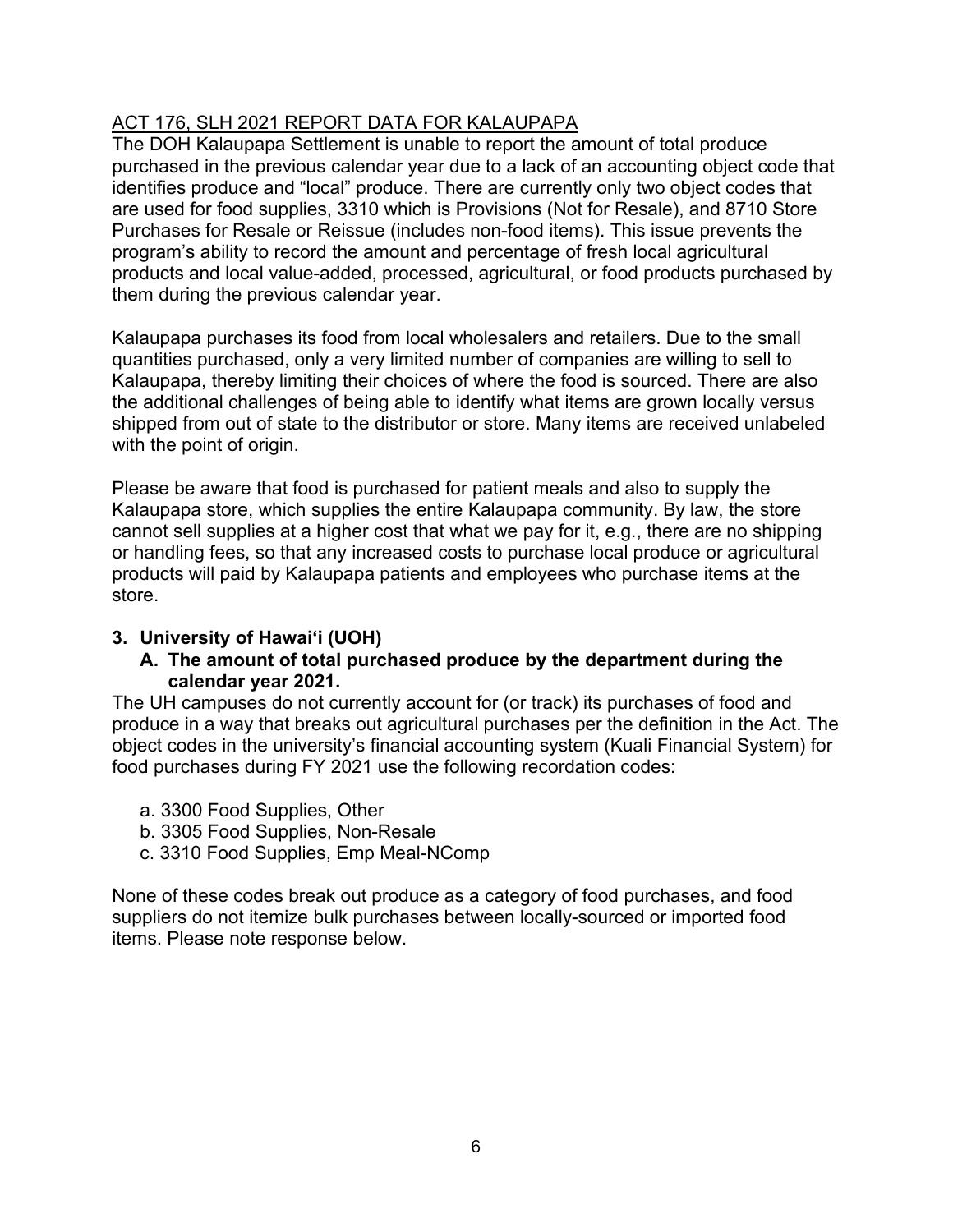ACT 176, SLH 2021 REPORT DATA FOR KALAUPAPA

The DOH Kalaupapa Settlement is unable to report the amount of total produce purchased in the previous calendar year due to a lack of an accounting object code that identifies produce and "local" produce. There are currently only two object codes that are used for food supplies, 3310 which is Provisions (Not for Resale), and 8710 Store Purchases for Resale or Reissue (includes non-food items). This issue prevents the program's ability to record the amount and percentage of fresh local agricultural products and local value-added, processed, agricultural, or food products purchased by them during the previous calendar year.

Kalaupapa purchases its food from local wholesalers and retailers. Due to the small quantities purchased, only a very limited number of companies are willing to sell to Kalaupapa, thereby limiting their choices of where the food is sourced. There are also the additional challenges of being able to identify what items are grown locally versus shipped from out of state to the distributor or store. Many items are received unlabeled with the point of origin.

Please be aware that food is purchased for patient meals and also to supply the Kalaupapa store, which supplies the entire Kalaupapa community. By law, the store cannot sell supplies at a higher cost that what we pay for it, e.g., there are no shipping or handling fees, so that any increased costs to purchase local produce or agricultural products will paid by Kalaupapa patients and employees who purchase items at the store.

**3. University of Hawaiʻi (UOH)**

**A. The amount of total purchased produce by the department during the calendar year 2021.**

The UH campuses do not currently account for (or track) its purchases of food and produce in a way that breaks out agricultural purchases per the definition in the Act. The object codes in the university's financial accounting system (Kuali Financial System) for food purchases during FY 2021 use the following recordation codes:

a. 3300 Food Supplies, Other
b. 3305 Food Supplies, Non-Resale
c. 3310 Food Supplies, Emp Meal-NComp

None of these codes break out produce as a category of food purchases, and food suppliers do not itemize bulk purchases between locally-sourced or imported food items. Please note response below.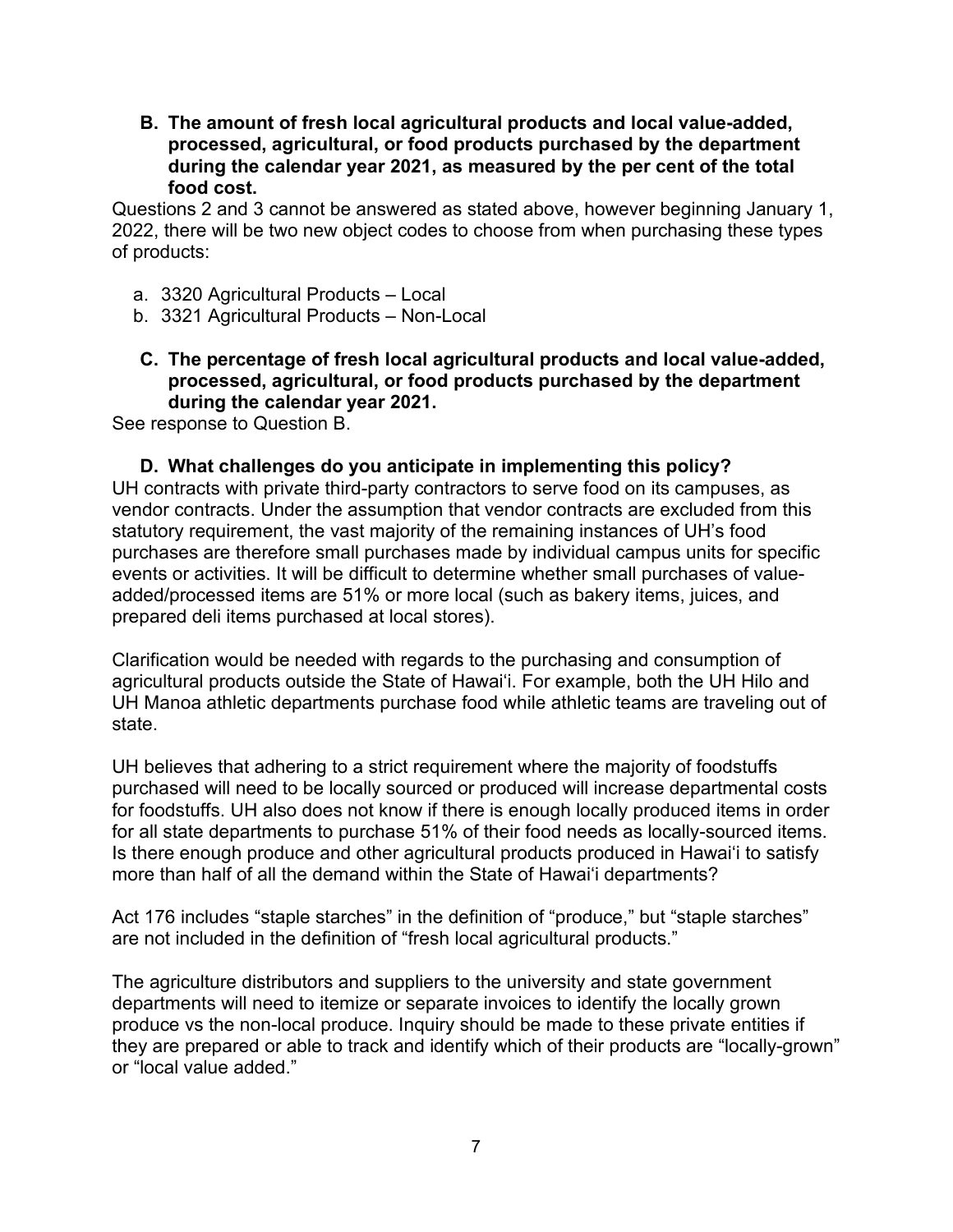**B. The amount of fresh local agricultural products and local value-added, processed, agricultural, or food products purchased by the department during the calendar year 2021, as measured by the per cent of the total food cost.**

Questions 2 and 3 cannot be answered as stated above, however beginning January 1, 2022, there will be two new object codes to choose from when purchasing these types of products:

a. 3320 Agricultural Products – Local
b. 3321 Agricultural Products – Non-Local

**C. The percentage of fresh local agricultural products and local value-added, processed, agricultural, or food products purchased by the department during the calendar year 2021.**

See response to Question B.

**D. What challenges do you anticipate in implementing this policy?**

UH contracts with private third-party contractors to serve food on its campuses, as vendor contracts. Under the assumption that vendor contracts are excluded from this statutory requirement, the vast majority of the remaining instances of UH's food purchases are therefore small purchases made by individual campus units for specific events or activities. It will be difficult to determine whether small purchases of value-added/processed items are 51% or more local (such as bakery items, juices, and prepared deli items purchased at local stores).

Clarification would be needed with regards to the purchasing and consumption of agricultural products outside the State of Hawaiʻi. For example, both the UH Hilo and UH Manoa athletic departments purchase food while athletic teams are traveling out of state.

UH believes that adhering to a strict requirement where the majority of foodstuffs purchased will need to be locally sourced or produced will increase departmental costs for foodstuffs. UH also does not know if there is enough locally produced items in order for all state departments to purchase 51% of their food needs as locally-sourced items. Is there enough produce and other agricultural products produced in Hawaiʻi to satisfy more than half of all the demand within the State of Hawaiʻi departments?

Act 176 includes "staple starches" in the definition of "produce," but "staple starches" are not included in the definition of "fresh local agricultural products."

The agriculture distributors and suppliers to the university and state government departments will need to itemize or separate invoices to identify the locally grown produce vs the non-local produce. Inquiry should be made to these private entities if they are prepared or able to track and identify which of their products are "locally-grown" or "local value added."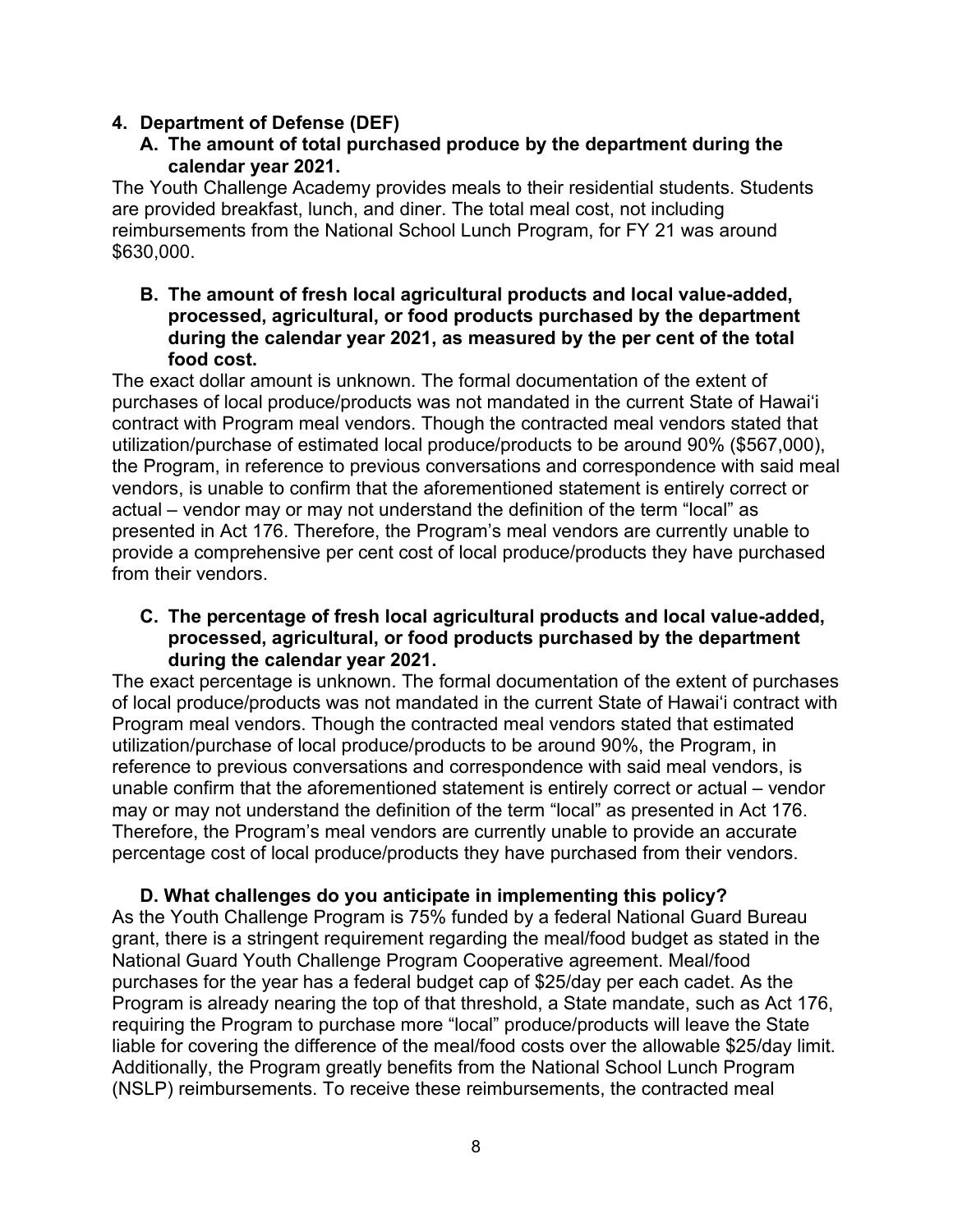## 4. Department of Defense (DEF)

### A. The amount of total purchased produce by the department during the calendar year 2021.

The Youth Challenge Academy provides meals to their residential students. Students are provided breakfast, lunch, and diner. The total meal cost, not including reimbursements from the National School Lunch Program, for FY 21 was around $630,000.

### B. The amount of fresh local agricultural products and local value-added, processed, agricultural, or food products purchased by the department during the calendar year 2021, as measured by the per cent of the total food cost.

The exact dollar amount is unknown. The formal documentation of the extent of purchases of local produce/products was not mandated in the current State of Hawaiʻi contract with Program meal vendors. Though the contracted meal vendors stated that utilization/purchase of estimated local produce/products to be around 90% ($567,000), the Program, in reference to previous conversations and correspondence with said meal vendors, is unable to confirm that the aforementioned statement is entirely correct or actual – vendor may or may not understand the definition of the term "local" as presented in Act 176. Therefore, the Program's meal vendors are currently unable to provide a comprehensive per cent cost of local produce/products they have purchased from their vendors.

### C. The percentage of fresh local agricultural products and local value-added, processed, agricultural, or food products purchased by the department during the calendar year 2021.

The exact percentage is unknown. The formal documentation of the extent of purchases of local produce/products was not mandated in the current State of Hawaiʻi contract with Program meal vendors. Though the contracted meal vendors stated that estimated utilization/purchase of local produce/products to be around 90%, the Program, in reference to previous conversations and correspondence with said meal vendors, is unable confirm that the aforementioned statement is entirely correct or actual – vendor may or may not understand the definition of the term "local" as presented in Act 176. Therefore, the Program's meal vendors are currently unable to provide an accurate percentage cost of local produce/products they have purchased from their vendors.

### D. What challenges do you anticipate in implementing this policy?

As the Youth Challenge Program is 75% funded by a federal National Guard Bureau grant, there is a stringent requirement regarding the meal/food budget as stated in the National Guard Youth Challenge Program Cooperative agreement. Meal/food purchases for the year has a federal budget cap of $25/day per each cadet. As the Program is already nearing the top of that threshold, a State mandate, such as Act 176, requiring the Program to purchase more "local" produce/products will leave the State liable for covering the difference of the meal/food costs over the allowable $25/day limit. Additionally, the Program greatly benefits from the National School Lunch Program (NSLP) reimbursements. To receive these reimbursements, the contracted meal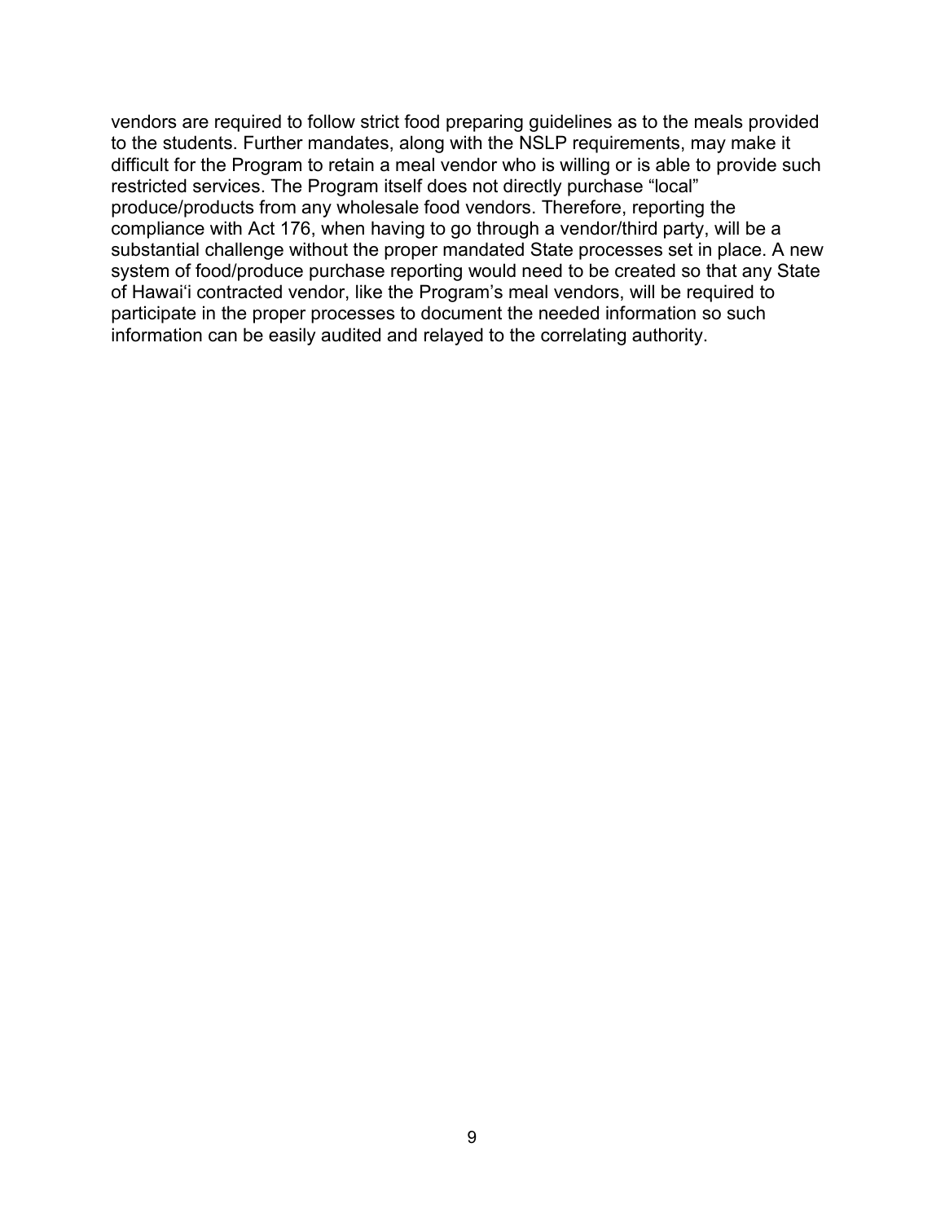vendors are required to follow strict food preparing guidelines as to the meals provided to the students. Further mandates, along with the NSLP requirements, may make it difficult for the Program to retain a meal vendor who is willing or is able to provide such restricted services. The Program itself does not directly purchase “local” produce/products from any wholesale food vendors. Therefore, reporting the compliance with Act 176, when having to go through a vendor/third party, will be a substantial challenge without the proper mandated State processes set in place. A new system of food/produce purchase reporting would need to be created so that any State of Hawaiʻi contracted vendor, like the Program’s meal vendors, will be required to participate in the proper processes to document the needed information so such information can be easily audited and relayed to the correlating authority.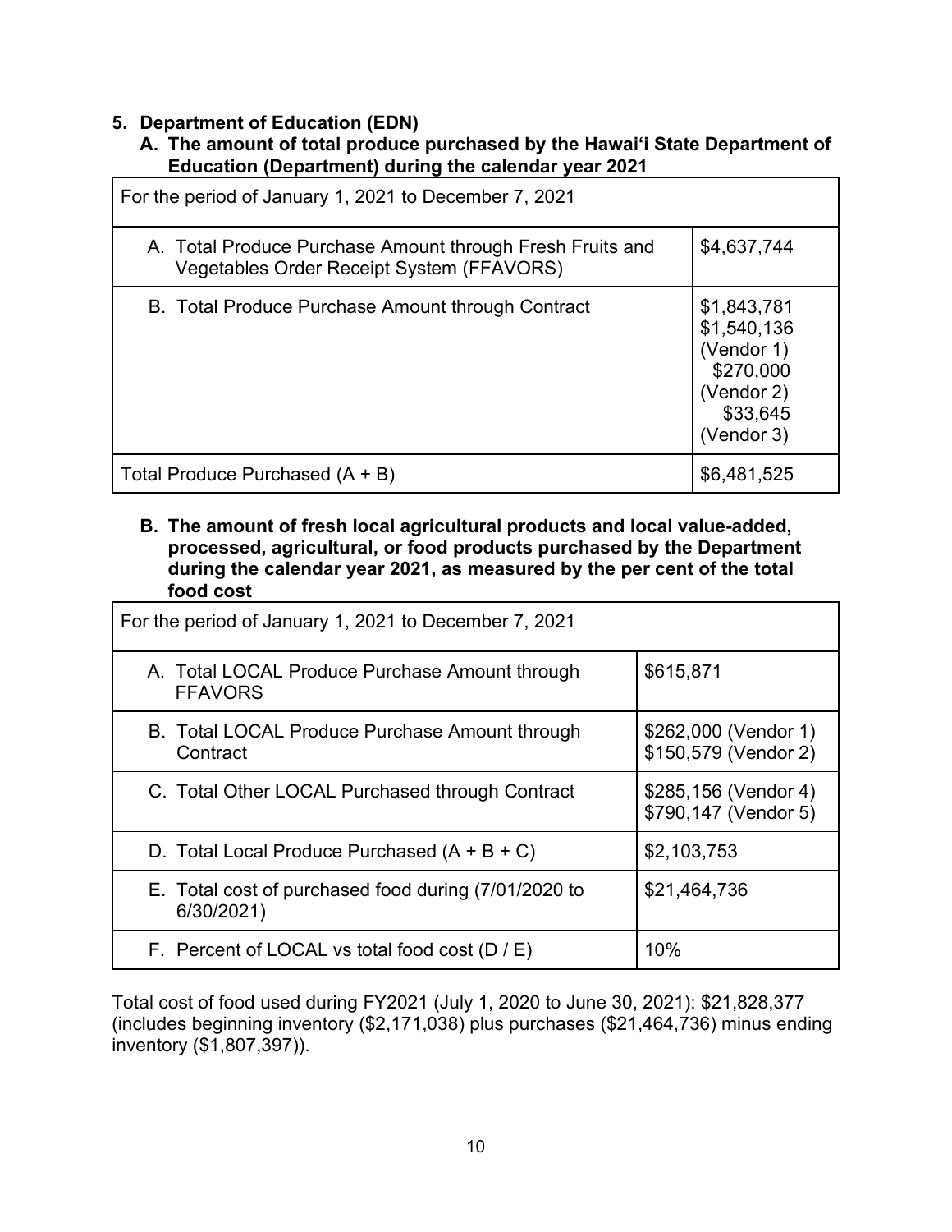## 5. Department of Education (EDN)

### A. The amount of total produce purchased by the Hawaiʻi State Department of Education (Department) during the calendar year 2021

| For the period of January 1, 2021 to December 7, 2021 | |
|---|---|
| A. Total Produce Purchase Amount through Fresh Fruits and Vegetables Order Receipt System (FFAVORS) | $4,637,744 |
| B. Total Produce Purchase Amount through Contract | $1,843,781<br>$1,540,136 (Vendor 1)<br>$270,000 (Vendor 2)<br>$33,645 (Vendor 3) |
| Total Produce Purchased (A + B) | $6,481,525 |

### B. The amount of fresh local agricultural products and local value-added, processed, agricultural, or food products purchased by the Department during the calendar year 2021, as measured by the per cent of the total food cost

| For the period of January 1, 2021 to December 7, 2021 | |
|---|---|
| A. Total LOCAL Produce Purchase Amount through FFAVORS | $615,871 |
| B. Total LOCAL Produce Purchase Amount through Contract | $262,000 (Vendor 1)<br>$150,579 (Vendor 2) |
| C. Total Other LOCAL Purchased through Contract | $285,156 (Vendor 4)<br>$790,147 (Vendor 5) |
| D. Total Local Produce Purchased (A + B + C) | $2,103,753 |
| E. Total cost of purchased food during (7/01/2020 to 6/30/2021) | $21,464,736 |
| F. Percent of LOCAL vs total food cost (D / E) | 10% |

Total cost of food used during FY2021 (July 1, 2020 to June 30, 2021): $21,828,377 (includes beginning inventory ($2,171,038) plus purchases ($21,464,736) minus ending inventory ($1,807,397)).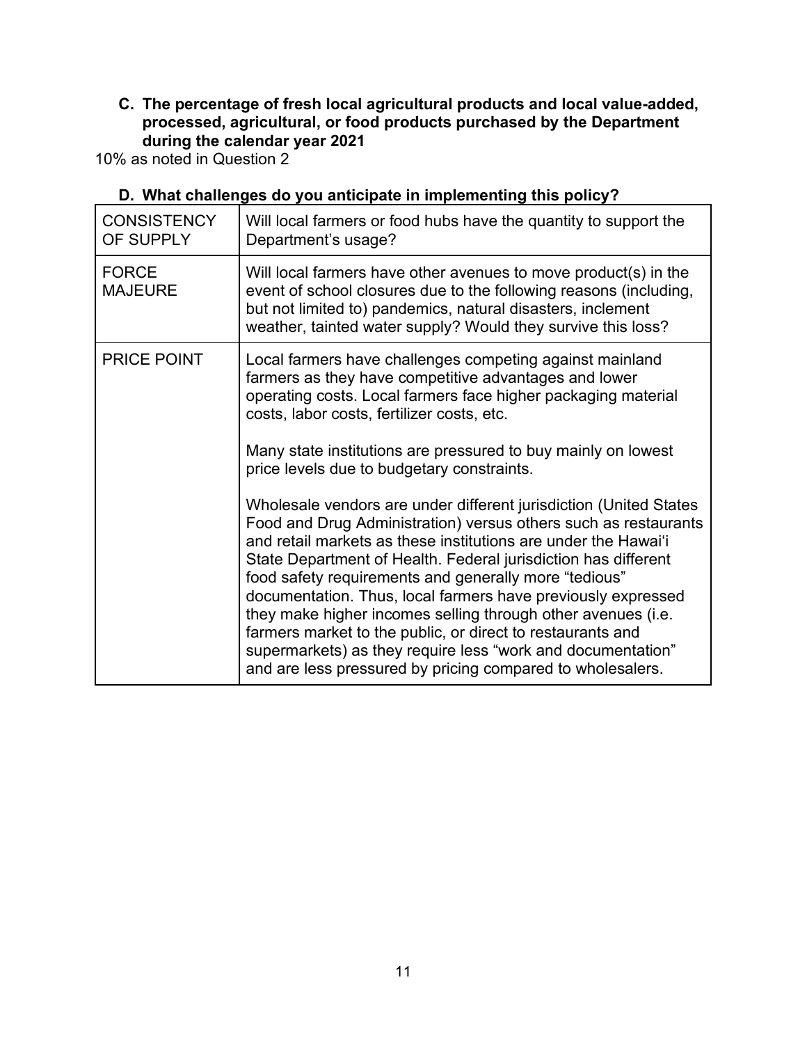**C. The percentage of fresh local agricultural products and local value-added, processed, agricultural, or food products purchased by the Department during the calendar year 2021**

10% as noted in Question 2

**D. What challenges do you anticipate in implementing this policy?**

| | |
|---|---|
| CONSISTENCY OF SUPPLY | Will local farmers or food hubs have the quantity to support the Department's usage? |
| FORCE MAJEURE | Will local farmers have other avenues to move product(s) in the event of school closures due to the following reasons (including, but not limited to) pandemics, natural disasters, inclement weather, tainted water supply? Would they survive this loss? |
| PRICE POINT | Local farmers have challenges competing against mainland farmers as they have competitive advantages and lower operating costs. Local farmers face higher packaging material costs, labor costs, fertilizer costs, etc.<br><br>Many state institutions are pressured to buy mainly on lowest price levels due to budgetary constraints.<br><br>Wholesale vendors are under different jurisdiction (United States Food and Drug Administration) versus others such as restaurants and retail markets as these institutions are under the Hawai'i State Department of Health. Federal jurisdiction has different food safety requirements and generally more "tedious" documentation. Thus, local farmers have previously expressed they make higher incomes selling through other avenues (i.e. farmers market to the public, or direct to restaurants and supermarkets) as they require less "work and documentation" and are less pressured by pricing compared to wholesalers. |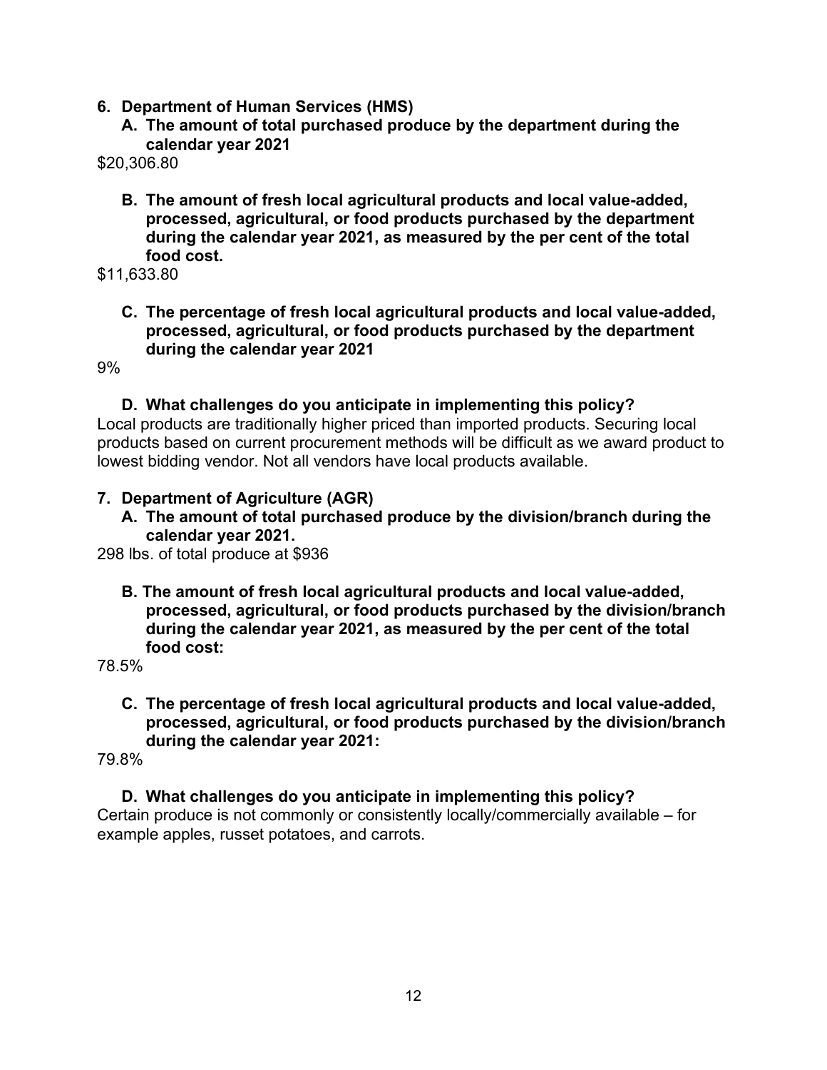**6. Department of Human Services (HMS)**

**A. The amount of total purchased produce by the department during the calendar year 2021**

$20,306.80

**B. The amount of fresh local agricultural products and local value-added, processed, agricultural, or food products purchased by the department during the calendar year 2021, as measured by the per cent of the total food cost.**

$11,633.80

**C. The percentage of fresh local agricultural products and local value-added, processed, agricultural, or food products purchased by the department during the calendar year 2021**

9%

**D. What challenges do you anticipate in implementing this policy?**

Local products are traditionally higher priced than imported products. Securing local products based on current procurement methods will be difficult as we award product to lowest bidding vendor. Not all vendors have local products available.

**7. Department of Agriculture (AGR)**

**A. The amount of total purchased produce by the division/branch during the calendar year 2021.**

298 lbs. of total produce at $936

**B. The amount of fresh local agricultural products and local value-added, processed, agricultural, or food products purchased by the division/branch during the calendar year 2021, as measured by the per cent of the total food cost:**

78.5%

**C. The percentage of fresh local agricultural products and local value-added, processed, agricultural, or food products purchased by the division/branch during the calendar year 2021:**

79.8%

**D. What challenges do you anticipate in implementing this policy?**

Certain produce is not commonly or consistently locally/commercially available – for example apples, russet potatoes, and carrots.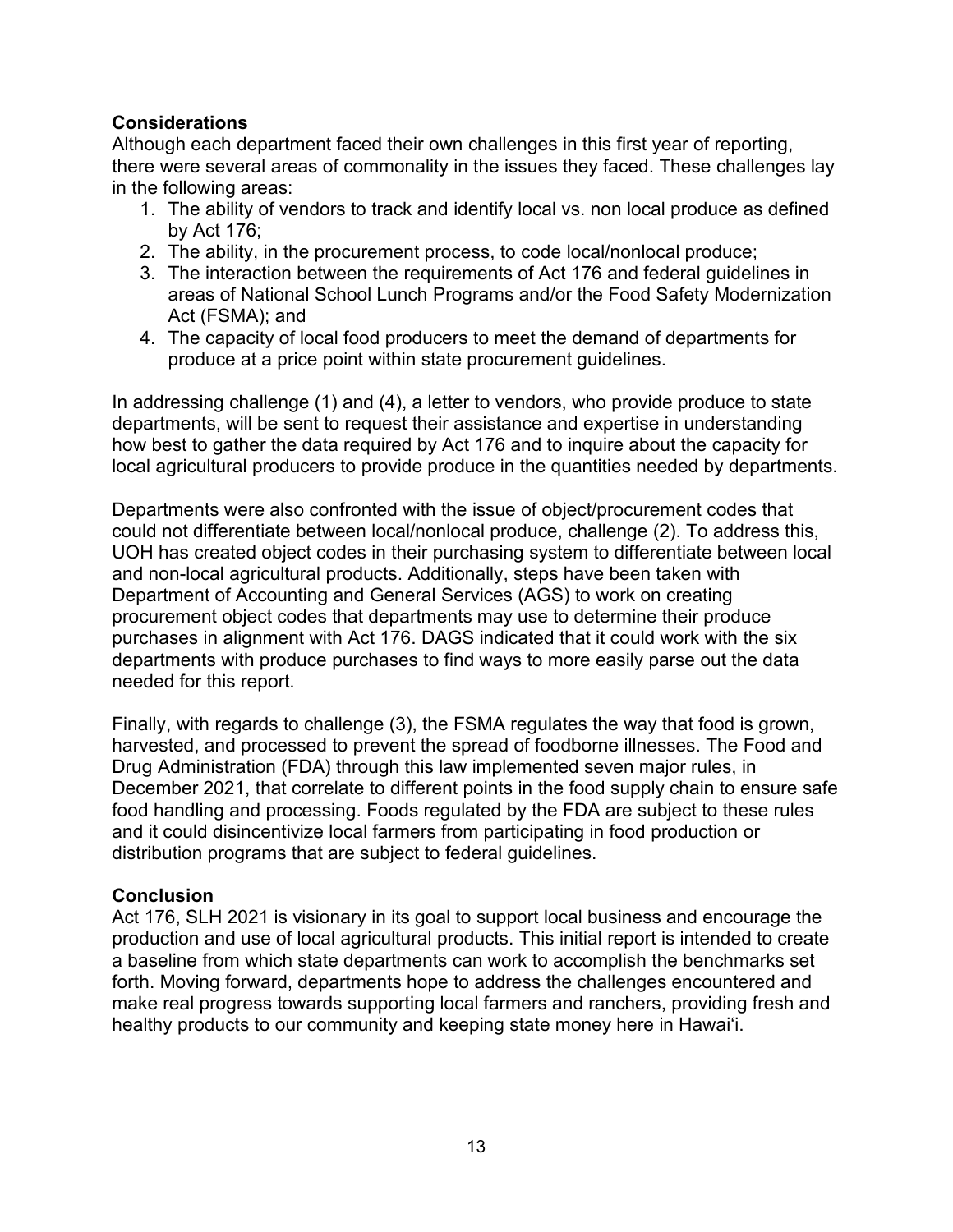**Considerations**

Although each department faced their own challenges in this first year of reporting, there were several areas of commonality in the issues they faced. These challenges lay in the following areas:

1. The ability of vendors to track and identify local vs. non local produce as defined by Act 176;
2. The ability, in the procurement process, to code local/nonlocal produce;
3. The interaction between the requirements of Act 176 and federal guidelines in areas of National School Lunch Programs and/or the Food Safety Modernization Act (FSMA); and
4. The capacity of local food producers to meet the demand of departments for produce at a price point within state procurement guidelines.

In addressing challenge (1) and (4), a letter to vendors, who provide produce to state departments, will be sent to request their assistance and expertise in understanding how best to gather the data required by Act 176 and to inquire about the capacity for local agricultural producers to provide produce in the quantities needed by departments.

Departments were also confronted with the issue of object/procurement codes that could not differentiate between local/nonlocal produce, challenge (2). To address this, UOH has created object codes in their purchasing system to differentiate between local and non-local agricultural products. Additionally, steps have been taken with Department of Accounting and General Services (AGS) to work on creating procurement object codes that departments may use to determine their produce purchases in alignment with Act 176. DAGS indicated that it could work with the six departments with produce purchases to find ways to more easily parse out the data needed for this report.

Finally, with regards to challenge (3), the FSMA regulates the way that food is grown, harvested, and processed to prevent the spread of foodborne illnesses. The Food and Drug Administration (FDA) through this law implemented seven major rules, in December 2021, that correlate to different points in the food supply chain to ensure safe food handling and processing. Foods regulated by the FDA are subject to these rules and it could disincentivize local farmers from participating in food production or distribution programs that are subject to federal guidelines.

**Conclusion**

Act 176, SLH 2021 is visionary in its goal to support local business and encourage the production and use of local agricultural products. This initial report is intended to create a baseline from which state departments can work to accomplish the benchmarks set forth. Moving forward, departments hope to address the challenges encountered and make real progress towards supporting local farmers and ranchers, providing fresh and healthy products to our community and keeping state money here in Hawaiʻi.